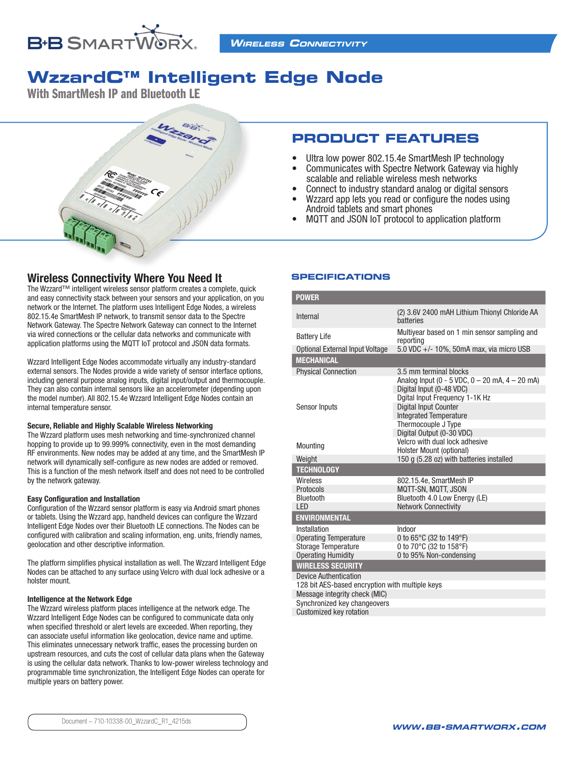WIRELESS CONNECTIVITY

# WzzardC™ Intelligent Edge Node

**With SmartMesh IP and Bluetooth LE**

## PRODUCT FEATURES

- Ultra low power 802.15.4e SmartMesh IP technology
- Communicates with Spectre Network Gateway via highly scalable and reliable wireless mesh networks
- Connect to industry standard analog or digital sensors
- Wzzard app lets you read or configure the nodes using Android tablets and smart phones
- MQTT and JSON IoT protocol to application platform

## Wireless Connectivity Where You Need It

The Wzzard™ intelligent wireless sensor platform creates a complete, quick and easy connectivity stack between your sensors and your application, on you network or the Internet. The platform uses Intelligent Edge Nodes, a wireless 802.15.4e SmartMesh IP network, to transmit sensor data to the Spectre Network Gateway. The Spectre Network Gateway can connect to the Internet via wired connections or the cellular data networks and communicate with application platforms using the MQTT IoT protocol and JSON data formats.

Wzzard Intelligent Edge Nodes accommodate virtually any industry-standard external sensors. The Nodes provide a wide variety of sensor interface options, including general purpose analog inputs, digital input/output and thermocouple. They can also contain internal sensors like an accelerometer (depending upon the model number). All 802.15.4e Wzzard Intelligent Edge Nodes contain an internal temperature sensor.

### Secure, Reliable and Highly Scalable Wireless Networking

The Wzzard platform uses mesh networking and time-synchronized channel hopping to provide up to 99.999% connectivity, even in the most demanding RF environments. New nodes may be added at any time, and the SmartMesh IP network will dynamically self-configure as new nodes are added or removed. This is a function of the mesh network itself and does not need to be controlled by the network gateway.

### Easy Configuration and Installation

Configuration of the Wzzard sensor platform is easy via Android smart phones or tablets. Using the Wzzard app, handheld devices can configure the Wzzard Intelligent Edge Nodes over their Bluetooth LE connections. The Nodes can be configured with calibration and scaling information, eng. units, friendly names, geolocation and other descriptive information.

The platform simplifies physical installation as well. The Wzzard Intelligent Edge Nodes can be attached to any surface using Velcro with dual lock adhesive or a holster mount.

### Intelligence at the Network Edge

The Wzzard wireless platform places intelligence at the network edge. The Wzzard Intelligent Edge Nodes can be configured to communicate data only when specified threshold or alert levels are exceeded. When reporting, they can associate useful information like geolocation, device name and uptime. This eliminates unnecessary network traffic, eases the processing burden on upstream resources, and cuts the cost of cellular data plans when the Gateway is using the cellular data network. Thanks to low-power wireless technology and programmable time synchronization, the Intelligent Edge Nodes can operate for multiple years on battery power.

## SPECIFICATIONS

| **POWER** | |
|---|---|
| Internal | (2) 3.6V 2400 mAH Lithium Thionyl Chloride AA batteries |
| Battery Life | Multiyear based on 1 min sensor sampling and reporting |
| Optional External Input Voltage | 5.0 VDC +/- 10%, 50mA max, via micro USB |
| **MECHANICAL** | |
| Physical Connection | 3.5 mm terminal blocks |
| Sensor Inputs | Analog Input (0 - 5 VDC, 0 – 20 mA, 4 – 20 mA)<br>Digital Input (0-48 VDC)<br>Dgital Input Frequency 1-1K Hz<br>Digital Input Counter<br>Integrated Temperature<br>Thermocouple J Type<br>Digital Output (0-30 VDC) |
| Mounting | Velcro with dual lock adhesive<br>Holster Mount (optional) |
| Weight | 150 g (5.28 oz) with batteries installed |
| **TECHNOLOGY** | |
| Wireless | 802.15.4e, SmartMesh IP |
| Protocols | MQTT-SN, MQTT, JSON |
| Bluetooth | Bluetooth 4.0 Low Energy (LE) |
| LED | Network Connectivity |
| **ENVIRONMENTAL** | |
| Installation | Indoor |
| Operating Temperature | 0 to 65°C (32 to 149°F) |
| Storage Temperature | 0 to 70°C (32 to 158°F) |
| Operating Humidity | 0 to 95% Non-condensing |
| **WIRELESS SECURITY** | |
| Device Authentication | |
| 128 bit AES-based encryption with multiple keys | |
| Message integrity check (MIC) | |
| Synchronized key changeovers | |
| Customized key rotation | |

Document – 710-10338-00_WzzardC_R1_4215ds

WWW.BB-SMARTWORX.COM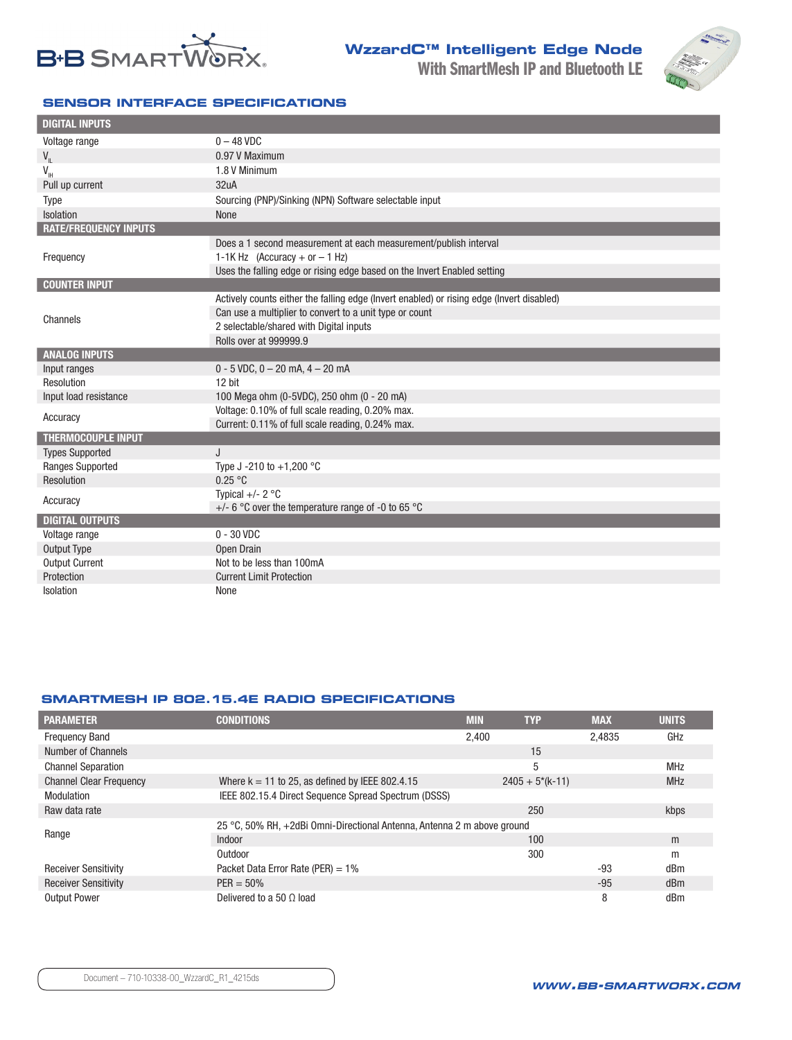# WzzardC™ Intelligent Edge Node

## With SmartMesh IP and Bluetooth LE

## SENSOR INTERFACE SPECIFICATIONS

| DIGITAL INPUTS | |
|---|---|
| Voltage range | 0 – 48 VDC |
| $V_{IL}$ | 0.97 V Maximum |
| $V_{IH}$ | 1.8 V Minimum |
| Pull up current | 32uA |
| Type | Sourcing (PNP)/Sinking (NPN) Software selectable input |
| Isolation | None |
| **RATE/FREQUENCY INPUTS** | |
| Frequency | Does a 1 second measurement at each measurement/publish interval |
| | 1-1K Hz (Accuracy + or – 1 Hz) |
| | Uses the falling edge or rising edge based on the Invert Enabled setting |
| **COUNTER INPUT** | |
| Channels | Actively counts either the falling edge (Invert enabled) or rising edge (Invert disabled) |
| | Can use a multiplier to convert to a unit type or count |
| | 2 selectable/shared with Digital inputs |
| | Rolls over at 999999.9 |
| **ANALOG INPUTS** | |
| Input ranges | 0 - 5 VDC, 0 – 20 mA, 4 – 20 mA |
| Resolution | 12 bit |
| Input load resistance | 100 Mega ohm (0-5VDC), 250 ohm (0 - 20 mA) |
| Accuracy | Voltage: 0.10% of full scale reading, 0.20% max. |
| | Current: 0.11% of full scale reading, 0.24% max. |
| **THERMOCOUPLE INPUT** | |
| Types Supported | J |
| Ranges Supported | Type J -210 to +1,200 °C |
| Resolution | 0.25 °C |
| Accuracy | Typical +/- 2 °C |
| | +/- 6 °C over the temperature range of -0 to 65 °C |
| **DIGITAL OUTPUTS** | |
| Voltage range | 0 - 30 VDC |
| Output Type | Open Drain |
| Output Current | Not to be less than 100mA |
| Protection | Current Limit Protection |
| Isolation | None |

## SMARTMESH IP 802.15.4E RADIO SPECIFICATIONS

| PARAMETER | CONDITIONS | MIN | TYP | MAX | UNITS |
|---|---|---|---|---|---|
| Frequency Band | | 2,400 | | 2,4835 | GHz |
| Number of Channels | | | 15 | | |
| Channel Separation | | | 5 | | MHz |
| Channel Clear Frequency | Where k = 11 to 25, as defined by IEEE 802.4.15 | | 2405 + 5*(k-11) | | MHz |
| Modulation | IEEE 802.15.4 Direct Sequence Spread Spectrum (DSSS) | | | | |
| Raw data rate | | | 250 | | kbps |
| Range | 25 °C, 50% RH, +2dBi Omni-Directional Antenna, Antenna 2 m above ground | | | | |
| | Indoor | | 100 | | m |
| | Outdoor | | 300 | | m |
| Receiver Sensitivity | Packet Data Error Rate (PER) = 1% | | | -93 | dBm |
| Receiver Sensitivity | PER = 50% | | | -95 | dBm |
| Output Power | Delivered to a 50 Ω load | | | 8 | dBm |

Document – 710-10338-00_WzzardC_R1_4215ds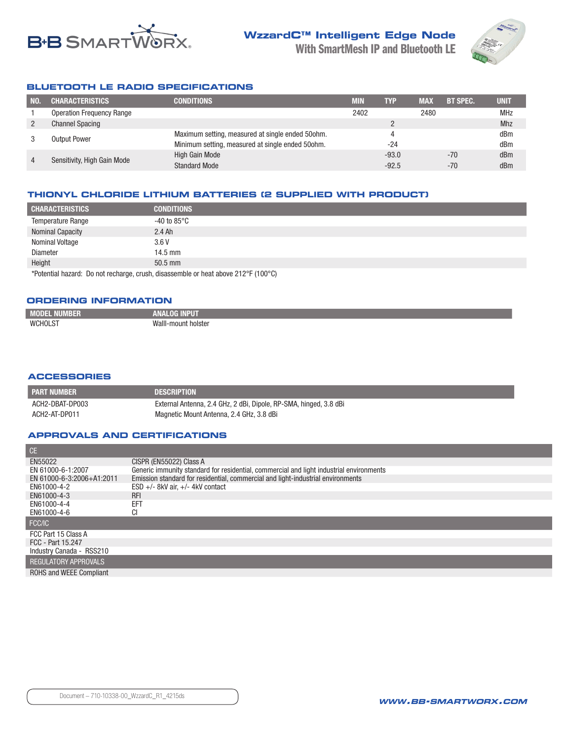# WzzardC™ Intelligent Edge Node
## With SmartMesh IP and Bluetooth LE

## BLUETOOTH LE RADIO SPECIFICATIONS

| NO. | CHARACTERISTICS | CONDITIONS | MIN | TYP | MAX | BT SPEC. | UNIT |
|---|---|---|---|---|---|---|---|
| 1 | Operation Frequency Range | | 2402 | | 2480 | | MHz |
| 2 | Channel Spacing | | | 2 | | | Mhz |
| 3 | Output Power | Maximum setting, measured at single ended 50ohm. | | 4 | | | dBm |
| | | Minimum setting, measured at single ended 50ohm. | | -24 | | | dBm |
| 4 | Sensitivity, High Gain Mode | High Gain Mode | | -93.0 | | -70 | dBm |
| | | Standard Mode | | -92.5 | | -70 | dBm |

## THIONYL CHLORIDE LITHIUM BATTERIES (2 SUPPLIED WITH PRODUCT)

| CHARACTERISTICS | CONDITIONS |
|---|---|
| Temperature Range | -40 to 85°C |
| Nominal Capacity | 2.4 Ah |
| Nominal Voltage | 3.6 V |
| Diameter | 14.5 mm |
| Height | 50.5 mm |

*Potential hazard: Do not recharge, crush, disassemble or heat above 212°F (100°C)

## ORDERING INFORMATION

| MODEL NUMBER | ANALOG INPUT |
|---|---|
| WCHOLST | Walll-mount holster |

## ACCESSORIES

| PART NUMBER | DESCRIPTION |
|---|---|
| ACH2-DBAT-DP003 | External Antenna, 2.4 GHz, 2 dBi, Dipole, RP-SMA, hinged, 3.8 dBi |
| ACH2-AT-DP011 | Magnetic Mount Antenna, 2.4 GHz, 3.8 dBi |

## APPROVALS AND CERTIFICATIONS

| CE | |
|---|---|
| EN55022 | CISPR (EN55022) Class A |
| EN 61000-6-1:2007 | Generic immunity standard for residential, commercial and light industrial environments |
| EN 61000-6-3:2006+A1:2011 | Emission standard for residential, commercial and light-industrial environments |
| EN61000-4-2 | ESD +/- 8kV air, +/- 4kV contact |
| EN61000-4-3 | RFI |
| EN61000-4-4 | EFT |
| EN61000-4-6 | CI |
| **FCC/IC** | |
| FCC Part 15 Class A | |
| FCC - Part 15.247 | |
| Industry Canada - RSS210 | |
| **REGULATORY APPROVALS** | |
| ROHS and WEEE Compliant | |

Document – 710-10338-00_WzzardC_R1_4215ds

WWW.BB-SMARTWORX.COM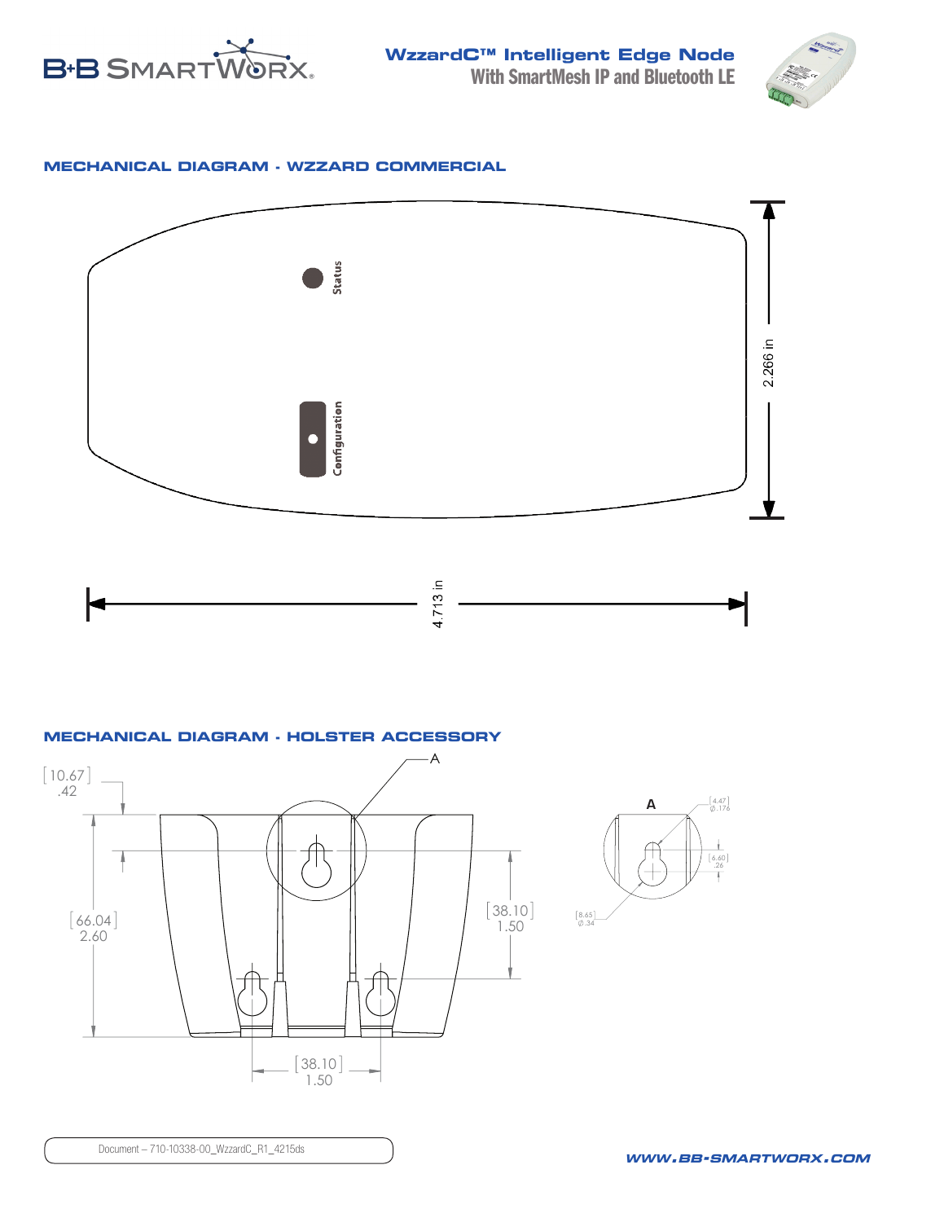## MECHANICAL DIAGRAM - WZZARD COMMERCIAL

Status

Configuration

2.266 in

4.713 in

## MECHANICAL DIAGRAM - HOLSTER ACCESSORY

A

[10.67]
.42

[66.04]
2.60

[38.10]
1.50

[38.10]
1.50

A

[4.47]
Ø.176

[6.60]
.26

[8.65]
Ø.34

Document – 710-10338-00_WzzardC_R1_4215ds